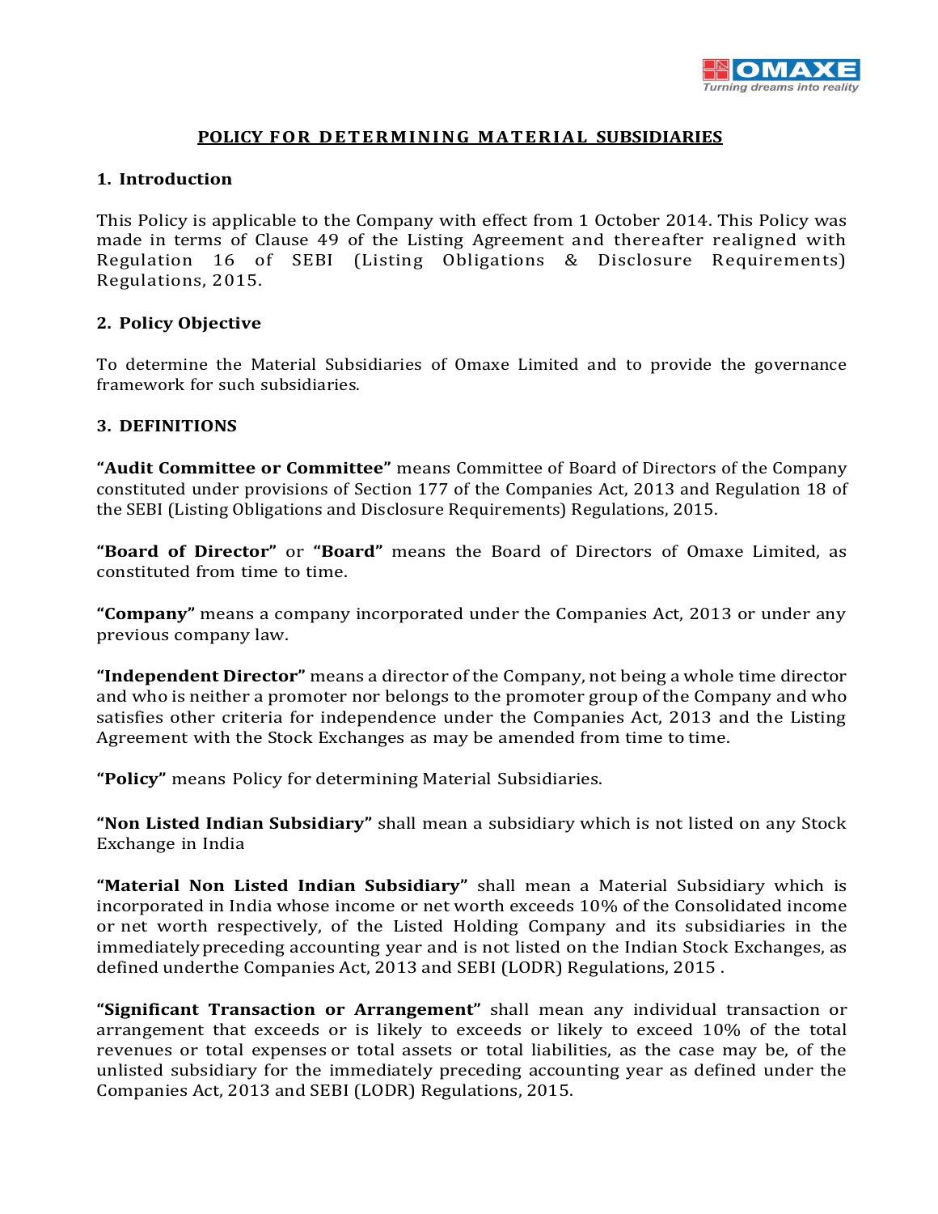# POLICY FOR DETERMINING MATERIAL SUBSIDIARIES

## 1. Introduction

This Policy is applicable to the Company with effect from 1 October 2014. This Policy was made in terms of Clause 49 of the Listing Agreement and thereafter realigned with Regulation 16 of SEBI (Listing Obligations & Disclosure Requirements) Regulations, 2015.

## 2. Policy Objective

To determine the Material Subsidiaries of Omaxe Limited and to provide the governance framework for such subsidiaries.

## 3. DEFINITIONS

**"Audit Committee or Committee"** means Committee of Board of Directors of the Company constituted under provisions of Section 177 of the Companies Act, 2013 and Regulation 18 of the SEBI (Listing Obligations and Disclosure Requirements) Regulations, 2015.

**"Board of Director"** or **"Board"** means the Board of Directors of Omaxe Limited, as constituted from time to time.

**"Company"** means a company incorporated under the Companies Act, 2013 or under any previous company law.

**"Independent Director"** means a director of the Company, not being a whole time director and who is neither a promoter nor belongs to the promoter group of the Company and who satisfies other criteria for independence under the Companies Act, 2013 and the Listing Agreement with the Stock Exchanges as may be amended from time to time.

**"Policy"** means Policy for determining Material Subsidiaries.

**"Non Listed Indian Subsidiary"** shall mean a subsidiary which is not listed on any Stock Exchange in India

**"Material Non Listed Indian Subsidiary"** shall mean a Material Subsidiary which is incorporated in India whose income or net worth exceeds 10% of the Consolidated income or net worth respectively, of the Listed Holding Company and its subsidiaries in the immediately preceding accounting year and is not listed on the Indian Stock Exchanges, as defined underthe Companies Act, 2013 and SEBI (LODR) Regulations, 2015 .

**"Significant Transaction or Arrangement"** shall mean any individual transaction or arrangement that exceeds or is likely to exceeds or likely to exceed 10% of the total revenues or total expenses or total assets or total liabilities, as the case may be, of the unlisted subsidiary for the immediately preceding accounting year as defined under the Companies Act, 2013 and SEBI (LODR) Regulations, 2015.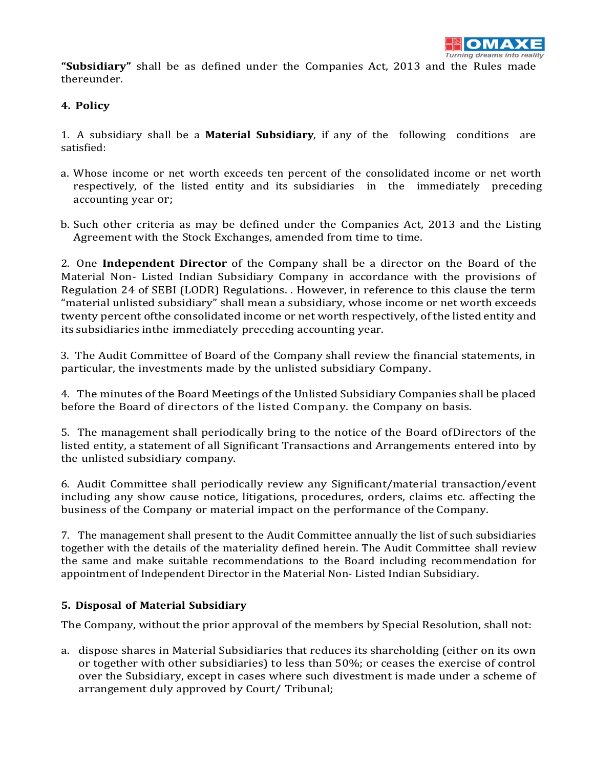**"Subsidiary"** shall be as defined under the Companies Act, 2013 and the Rules made thereunder.

### 4. Policy

1. A subsidiary shall be a **Material Subsidiary**, if any of the following conditions are satisfied:

a. Whose income or net worth exceeds ten percent of the consolidated income or net worth respectively, of the listed entity and its subsidiaries in the immediately preceding accounting year or;

b. Such other criteria as may be defined under the Companies Act, 2013 and the Listing Agreement with the Stock Exchanges, amended from time to time.

2. One **Independent Director** of the Company shall be a director on the Board of the Material Non- Listed Indian Subsidiary Company in accordance with the provisions of Regulation 24 of SEBI (LODR) Regulations. . However, in reference to this clause the term "material unlisted subsidiary" shall mean a subsidiary, whose income or net worth exceeds twenty percent ofthe consolidated income or net worth respectively, of the listed entity and its subsidiaries inthe immediately preceding accounting year.

3. The Audit Committee of Board of the Company shall review the financial statements, in particular, the investments made by the unlisted subsidiary Company.

4. The minutes of the Board Meetings of the Unlisted Subsidiary Companies shall be placed before the Board of directors of the listed Company. the Company on basis.

5. The management shall periodically bring to the notice of the Board ofDirectors of the listed entity, a statement of all Significant Transactions and Arrangements entered into by the unlisted subsidiary company.

6. Audit Committee shall periodically review any Significant/material transaction/event including any show cause notice, litigations, procedures, orders, claims etc. affecting the business of the Company or material impact on the performance of the Company.

7. The management shall present to the Audit Committee annually the list of such subsidiaries together with the details of the materiality defined herein. The Audit Committee shall review the same and make suitable recommendations to the Board including recommendation for appointment of Independent Director in the Material Non- Listed Indian Subsidiary.

### 5. Disposal of Material Subsidiary

The Company, without the prior approval of the members by Special Resolution, shall not:

a. dispose shares in Material Subsidiaries that reduces its shareholding (either on its own or together with other subsidiaries) to less than 50%; or ceases the exercise of control over the Subsidiary, except in cases where such divestment is made under a scheme of arrangement duly approved by Court/ Tribunal;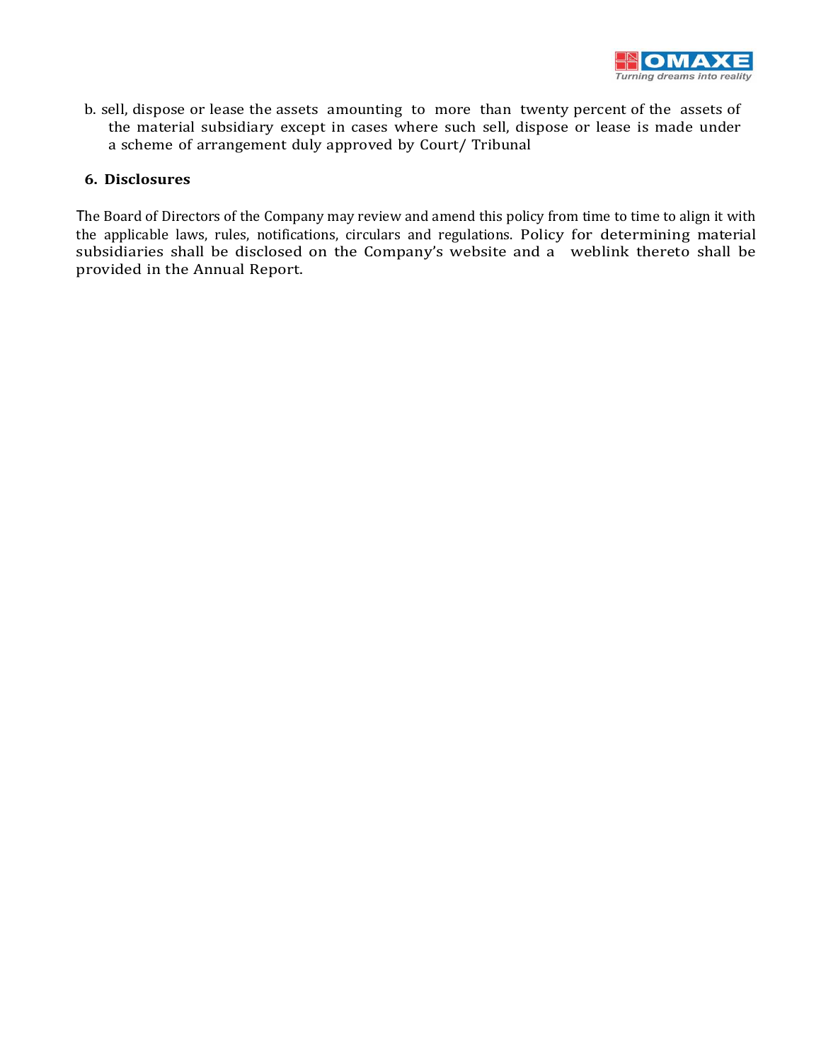b. sell, dispose or lease the assets amounting to more than twenty percent of the assets of the material subsidiary except in cases where such sell, dispose or lease is made under a scheme of arrangement duly approved by Court/ Tribunal

## 6. Disclosures

The Board of Directors of the Company may review and amend this policy from time to time to align it with the applicable laws, rules, notifications, circulars and regulations. Policy for determining material subsidiaries shall be disclosed on the Company's website and a weblink thereto shall be provided in the Annual Report.